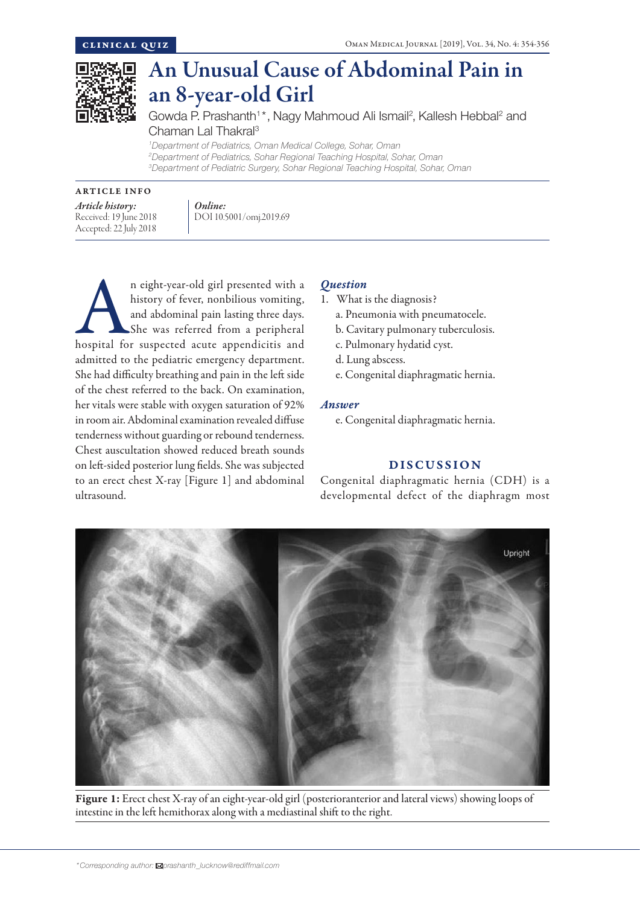CLINICAL QUIZ

# An Unusual Cause of Abdominal Pain in an 8-year-old Girl

Gowda P. Prashanth[1]*, Nagy Mahmoud Ali Ismail[2], Kallesh Hebbal[2] and Chaman Lal Thakral[3]

[1]Department of Pediatrics, Oman Medical College, Sohar, Oman
[2]Department of Pediatrics, Sohar Regional Teaching Hospital, Sohar, Oman
[3]Department of Pediatric Surgery, Sohar Regional Teaching Hospital, Sohar, Oman

ARTICLE INFO

*Article history:*
Received: 19 June 2018
Accepted: 22 July 2018

*Online:*
DOI 10.5001/omj.2019.69

An eight-year-old girl presented with a history of fever, nonbilious vomiting, and abdominal pain lasting three days. She was referred from a peripheral hospital for suspected acute appendicitis and admitted to the pediatric emergency department. She had difficulty breathing and pain in the left side of the chest referred to the back. On examination, her vitals were stable with oxygen saturation of 92% in room air. Abdominal examination revealed diffuse tenderness without guarding or rebound tenderness. Chest auscultation showed reduced breath sounds on left-sided posterior lung fields. She was subjected to an erect chest X-ray [Figure 1] and abdominal ultrasound.

## *Question*

1. What is the diagnosis?
   a. Pneumonia with pneumatocele.
   b. Cavitary pulmonary tuberculosis.
   c. Pulmonary hydatid cyst.
   d. Lung abscess.
   e. Congenital diaphragmatic hernia.

## *Answer*

e. Congenital diaphragmatic hernia.

## DISCUSSION

Congenital diaphragmatic hernia (CDH) is a developmental defect of the diaphragm most

**Figure 1:** Erect chest X-ray of an eight-year-old girl (posterioranterior and lateral views) showing loops of intestine in the left hemithorax along with a mediastinal shift to the right.

*Corresponding author: prashanth_lucknow@rediffmail.com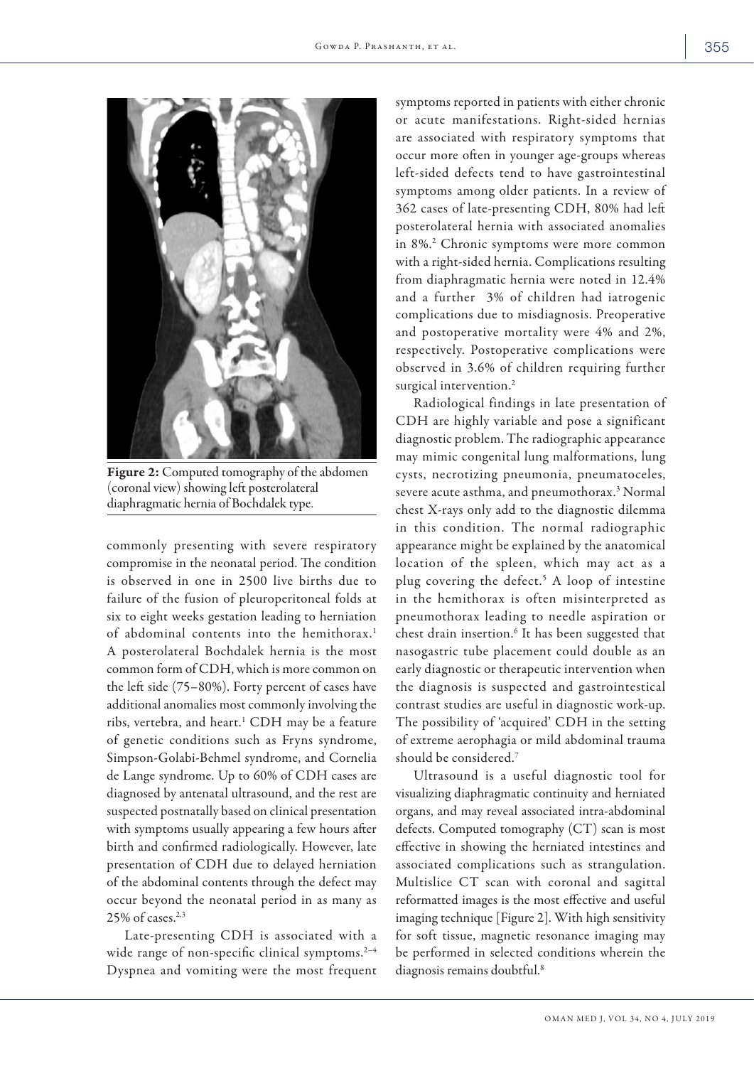Figure 2: Computed tomography of the abdomen (coronal view) showing left posterolateral diaphragmatic hernia of Bochdalek type.

commonly presenting with severe respiratory compromise in the neonatal period. The condition is observed in one in 2500 live births due to failure of the fusion of pleuroperitoneal folds at six to eight weeks gestation leading to herniation of abdominal contents into the hemithorax.[1] A posterolateral Bochdalek hernia is the most common form of CDH, which is more common on the left side (75–80%). Forty percent of cases have additional anomalies most commonly involving the ribs, vertebra, and heart.[1] CDH may be a feature of genetic conditions such as Fryns syndrome, Simpson-Golabi-Behmel syndrome, and Cornelia de Lange syndrome. Up to 60% of CDH cases are diagnosed by antenatal ultrasound, and the rest are suspected postnatally based on clinical presentation with symptoms usually appearing a few hours after birth and confirmed radiologically. However, late presentation of CDH due to delayed herniation of the abdominal contents through the defect may occur beyond the neonatal period in as many as 25% of cases.[2,3]

Late-presenting CDH is associated with a wide range of non-specific clinical symptoms.[2–4] Dyspnea and vomiting were the most frequent symptoms reported in patients with either chronic or acute manifestations. Right-sided hernias are associated with respiratory symptoms that occur more often in younger age-groups whereas left-sided defects tend to have gastrointestinal symptoms among older patients. In a review of 362 cases of late-presenting CDH, 80% had left posterolateral hernia with associated anomalies in 8%.[2] Chronic symptoms were more common with a right-sided hernia. Complications resulting from diaphragmatic hernia were noted in 12.4% and a further 3% of children had iatrogenic complications due to misdiagnosis. Preoperative and postoperative mortality were 4% and 2%, respectively. Postoperative complications were observed in 3.6% of children requiring further surgical intervention.[2]

Radiological findings in late presentation of CDH are highly variable and pose a significant diagnostic problem. The radiographic appearance may mimic congenital lung malformations, lung cysts, necrotizing pneumonia, pneumatoceles, severe acute asthma, and pneumothorax.[3] Normal chest X-rays only add to the diagnostic dilemma in this condition. The normal radiographic appearance might be explained by the anatomical location of the spleen, which may act as a plug covering the defect.[5] A loop of intestine in the hemithorax is often misinterpreted as pneumothorax leading to needle aspiration or chest drain insertion.[6] It has been suggested that nasogastric tube placement could double as an early diagnostic or therapeutic intervention when the diagnosis is suspected and gastrointestical contrast studies are useful in diagnostic work-up. The possibility of 'acquired' CDH in the setting of extreme aerophagia or mild abdominal trauma should be considered.[7]

Ultrasound is a useful diagnostic tool for visualizing diaphragmatic continuity and herniated organs, and may reveal associated intra-abdominal defects. Computed tomography (CT) scan is most effective in showing the herniated intestines and associated complications such as strangulation. Multislice CT scan with coronal and sagittal reformatted images is the most effective and useful imaging technique [Figure 2]. With high sensitivity for soft tissue, magnetic resonance imaging may be performed in selected conditions wherein the diagnosis remains doubtful.[8]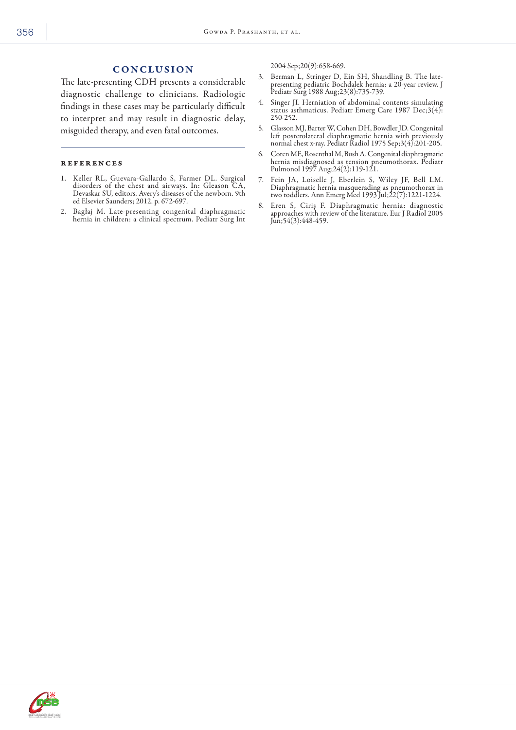## CONCLUSION

The late-presenting CDH presents a considerable diagnostic challenge to clinicians. Radiologic findings in these cases may be particularly difficult to interpret and may result in diagnostic delay, misguided therapy, and even fatal outcomes.

## REFERENCES

1. Keller RL, Guevara-Gallardo S, Farmer DL. Surgical disorders of the chest and airways. In: Gleason CA, Devaskar SU, editors. Avery's diseases of the newborn. 9th ed Elsevier Saunders; 2012. p. 672-697.
2. Bagłaj M. Late-presenting congenital diaphragmatic hernia in children: a clinical spectrum. Pediatr Surg Int 2004 Sep;20(9):658-669.
3. Berman L, Stringer D, Ein SH, Shandling B. The late-presenting pediatric Bochdalek hernia: a 20-year review. J Pediatr Surg 1988 Aug;23(8):735-739.
4. Singer JI. Herniation of abdominal contents simulating status asthmaticus. Pediatr Emerg Care 1987 Dec;3(4):250-252.
5. Glasson MJ, Barter W, Cohen DH, Bowdler JD. Congenital left posterolateral diaphragmatic hernia with previously normal chest x-ray. Pediatr Radiol 1975 Sep;3(4):201-205.
6. Coren ME, Rosenthal M, Bush A. Congenital diaphragmatic hernia misdiagnosed as tension pneumothorax. Pediatr Pulmonol 1997 Aug;24(2):119-121.
7. Fein JA, Loiselle J, Eberlein S, Wiley JF, Bell LM. Diaphragmatic hernia masquerading as pneumothorax in two toddlers. Ann Emerg Med 1993 Jul;22(7):1221-1224.
8. Eren S, Ciriş F. Diaphragmatic hernia: diagnostic approaches with review of the literature. Eur J Radiol 2005 Jun;54(3):448-459.